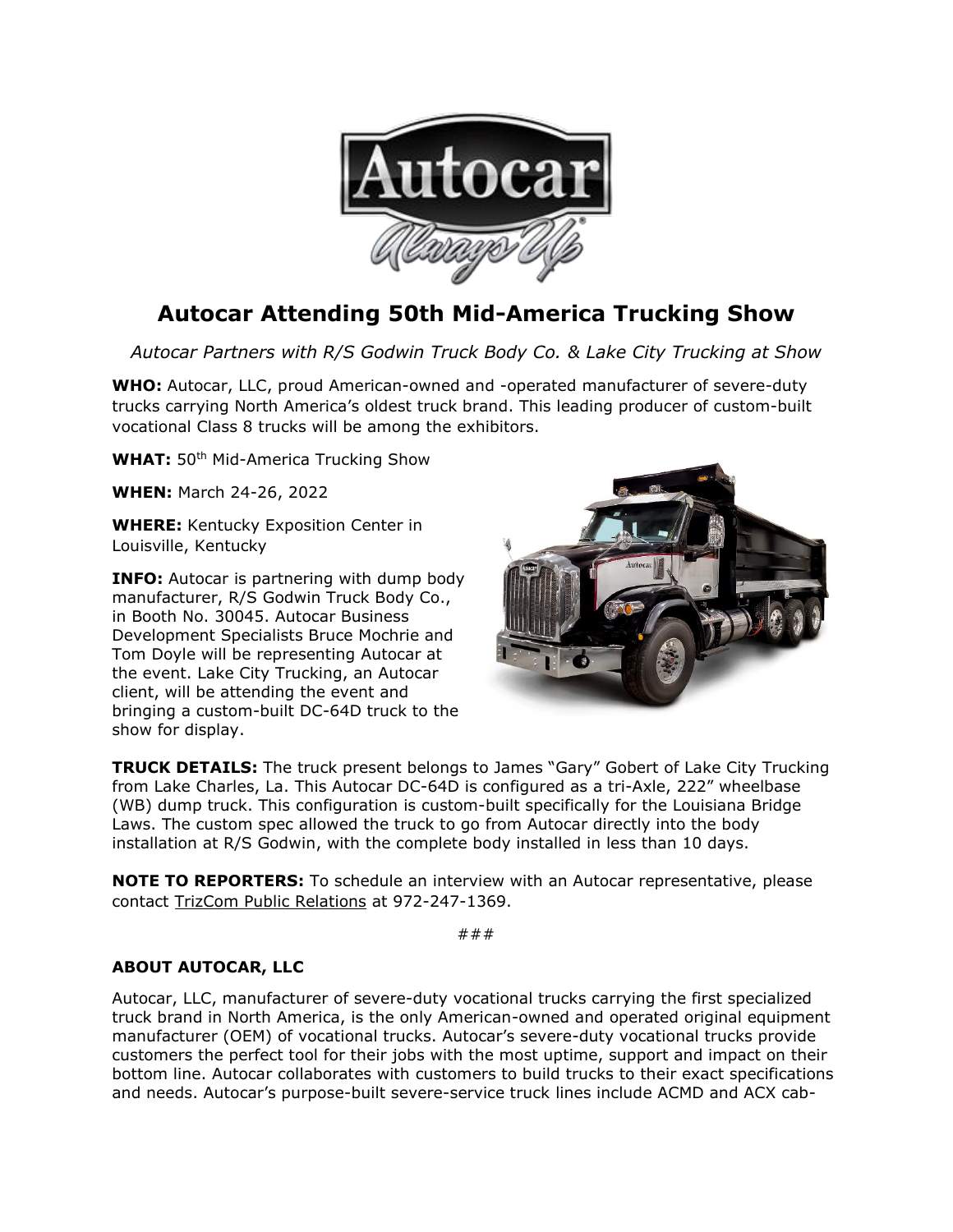# Autocar Attending 50th Mid-America Trucking Show

*Autocar Partners with R/S Godwin Truck Body Co. & Lake City Trucking at Show*

**WHO:** Autocar, LLC, proud American-owned and -operated manufacturer of severe-duty trucks carrying North America's oldest truck brand. This leading producer of custom-built vocational Class 8 trucks will be among the exhibitors.

**WHAT:** 50th Mid-America Trucking Show

**WHEN:** March 24-26, 2022

**WHERE:** Kentucky Exposition Center in Louisville, Kentucky

**INFO:** Autocar is partnering with dump body manufacturer, R/S Godwin Truck Body Co., in Booth No. 30045. Autocar Business Development Specialists Bruce Mochrie and Tom Doyle will be representing Autocar at the event. Lake City Trucking, an Autocar client, will be attending the event and bringing a custom-built DC-64D truck to the show for display.

**TRUCK DETAILS:** The truck present belongs to James "Gary" Gobert of Lake City Trucking from Lake Charles, La. This Autocar DC-64D is configured as a tri-Axle, 222" wheelbase (WB) dump truck. This configuration is custom-built specifically for the Louisiana Bridge Laws. The custom spec allowed the truck to go from Autocar directly into the body installation at R/S Godwin, with the complete body installed in less than 10 days.

**NOTE TO REPORTERS:** To schedule an interview with an Autocar representative, please contact TrizCom Public Relations at 972-247-1369.

###

**ABOUT AUTOCAR, LLC**

Autocar, LLC, manufacturer of severe-duty vocational trucks carrying the first specialized truck brand in North America, is the only American-owned and operated original equipment manufacturer (OEM) of vocational trucks. Autocar's severe-duty vocational trucks provide customers the perfect tool for their jobs with the most uptime, support and impact on their bottom line. Autocar collaborates with customers to build trucks to their exact specifications and needs. Autocar's purpose-built severe-service truck lines include ACMD and ACX cab-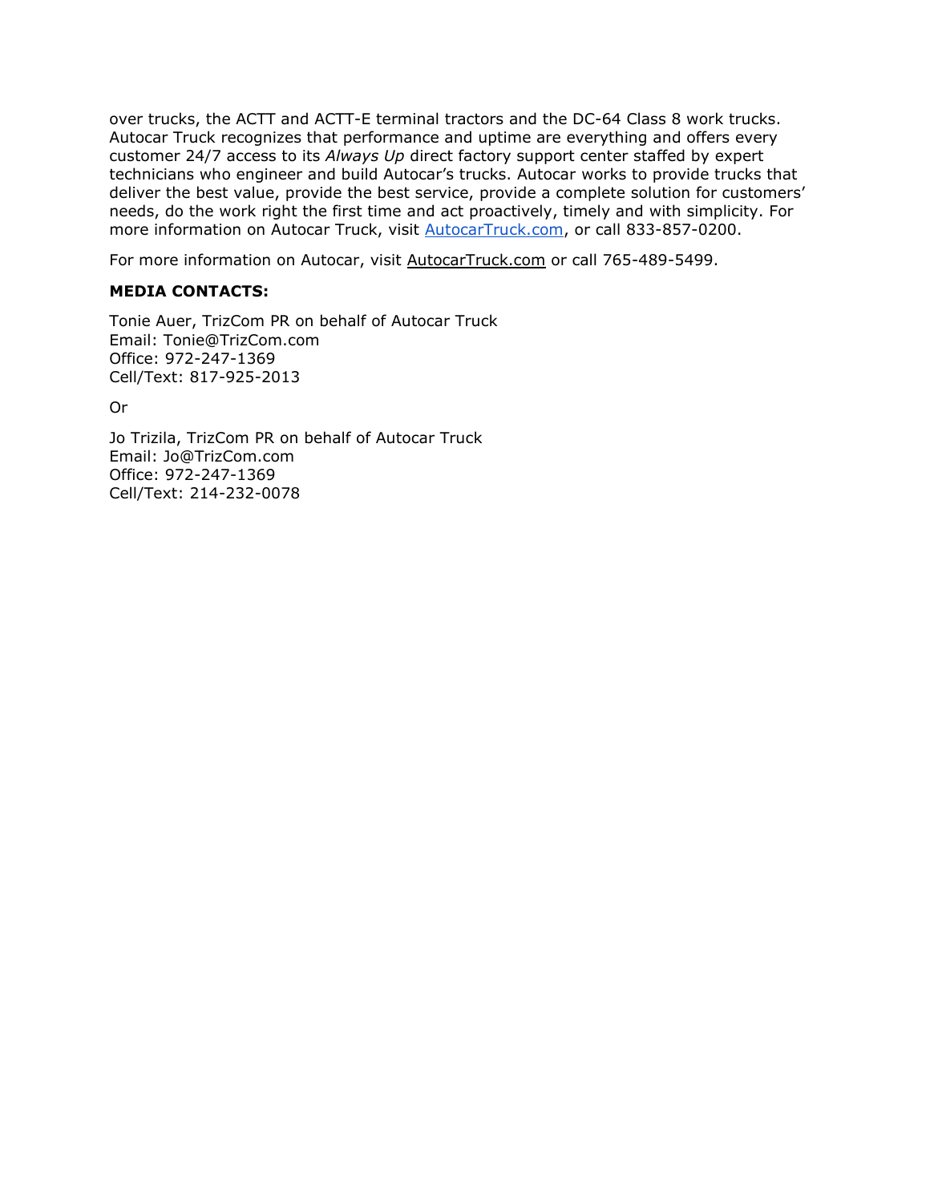over trucks, the ACTT and ACTT-E terminal tractors and the DC-64 Class 8 work trucks. Autocar Truck recognizes that performance and uptime are everything and offers every customer 24/7 access to its *Always Up* direct factory support center staffed by expert technicians who engineer and build Autocar's trucks. Autocar works to provide trucks that deliver the best value, provide the best service, provide a complete solution for customers' needs, do the work right the first time and act proactively, timely and with simplicity. For more information on Autocar Truck, visit [AutocarTruck.com](https://AutocarTruck.com), or call 833-857-0200.

For more information on Autocar, visit AutocarTruck.com or call 765-489-5499.

**MEDIA CONTACTS:**

Tonie Auer, TrizCom PR on behalf of Autocar Truck
Email: Tonie@TrizCom.com
Office: 972-247-1369
Cell/Text: 817-925-2013

Or

Jo Trizila, TrizCom PR on behalf of Autocar Truck
Email: Jo@TrizCom.com
Office: 972-247-1369
Cell/Text: 214-232-0078